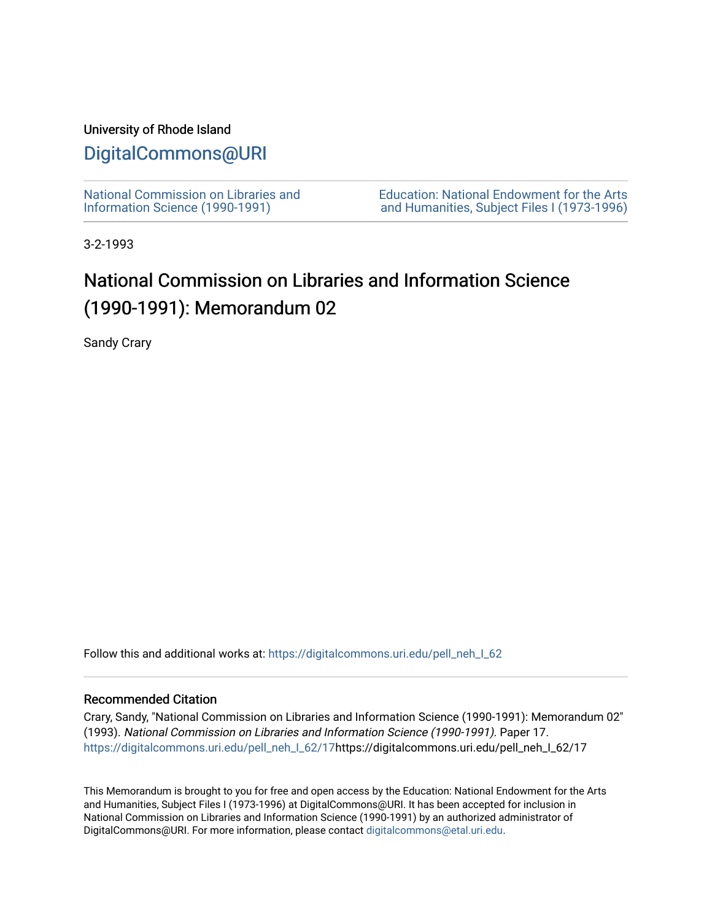University of Rhode Island

# DigitalCommons@URI

National Commission on Libraries and Information Science (1990-1991)

Education: National Endowment for the Arts and Humanities, Subject Files I (1973-1996)

3-2-1993

# National Commission on Libraries and Information Science (1990-1991): Memorandum 02

Sandy Crary

Follow this and additional works at: https://digitalcommons.uri.edu/pell_neh_I_62

## Recommended Citation

Crary, Sandy, "National Commission on Libraries and Information Science (1990-1991): Memorandum 02" (1993). *National Commission on Libraries and Information Science (1990-1991).* Paper 17. https://digitalcommons.uri.edu/pell_neh_I_62/17https://digitalcommons.uri.edu/pell_neh_I_62/17

This Memorandum is brought to you for free and open access by the Education: National Endowment for the Arts and Humanities, Subject Files I (1973-1996) at DigitalCommons@URI. It has been accepted for inclusion in National Commission on Libraries and Information Science (1990-1991) by an authorized administrator of DigitalCommons@URI. For more information, please contact digitalcommons@etal.uri.edu.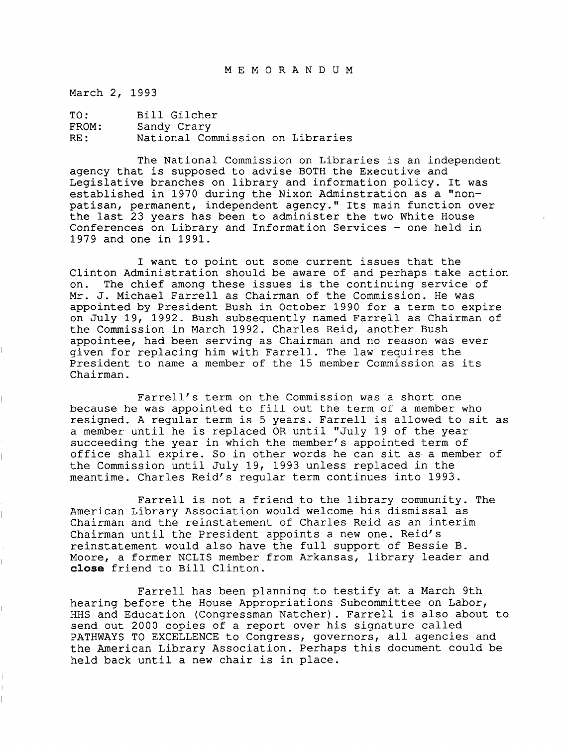# M E M O R A N D U M

March 2, 1993

TO: Bill Gilcher
FROM: Sandy Crary
RE: National Commission on Libraries

The National Commission on Libraries is an independent agency that is supposed to advise BOTH the Executive and Legislative branches on library and information policy. It was established in 1970 during the Nixon Adminstration as a "non-patisan, permanent, independent agency." Its main function over the last 23 years has been to administer the two White House Conferences on Library and Information Services - one held in 1979 and one in 1991.

I want to point out some current issues that the Clinton Administration should be aware of and perhaps take action on. The chief among these issues is the continuing service of Mr. J. Michael Farrell as Chairman of the Commission. He was appointed by President Bush in October 1990 for a term to expire on July 19, 1992. Bush subsequently named Farrell as Chairman of the Commission in March 1992. Charles Reid, another Bush appointee, had been serving as Chairman and no reason was ever given for replacing him with Farrell. The law requires the President to name a member of the 15 member Commission as its Chairman.

Farrell's term on the Commission was a short one because he was appointed to fill out the term of a member who resigned. A regular term is 5 years. Farrell is allowed to sit as a member until he is replaced OR until "July 19 of the year succeeding the year in which the member's appointed term of office shall expire. So in other words he can sit as a member of the Commission until July 19, 1993 unless replaced in the meantime. Charles Reid's regular term continues into 1993.

Farrell is not a friend to the library community. The American Library Association would welcome his dismissal as Chairman and the reinstatement of Charles Reid as an interim Chairman until the President appoints a new one. Reid's reinstatement would also have the full support of Bessie B. Moore, a former NCLIS member from Arkansas, library leader and **close** friend to Bill Clinton.

Farrell has been planning to testify at a March 9th hearing before the House Appropriations Subcommittee on Labor, HHS and Education (Congressman Natcher). Farrell is also about to send out 2000 copies of a report over his signature called PATHWAYS TO EXCELLENCE to Congress, governors, all agencies and the American Library Association. Perhaps this document could be held back until a new chair is in place.